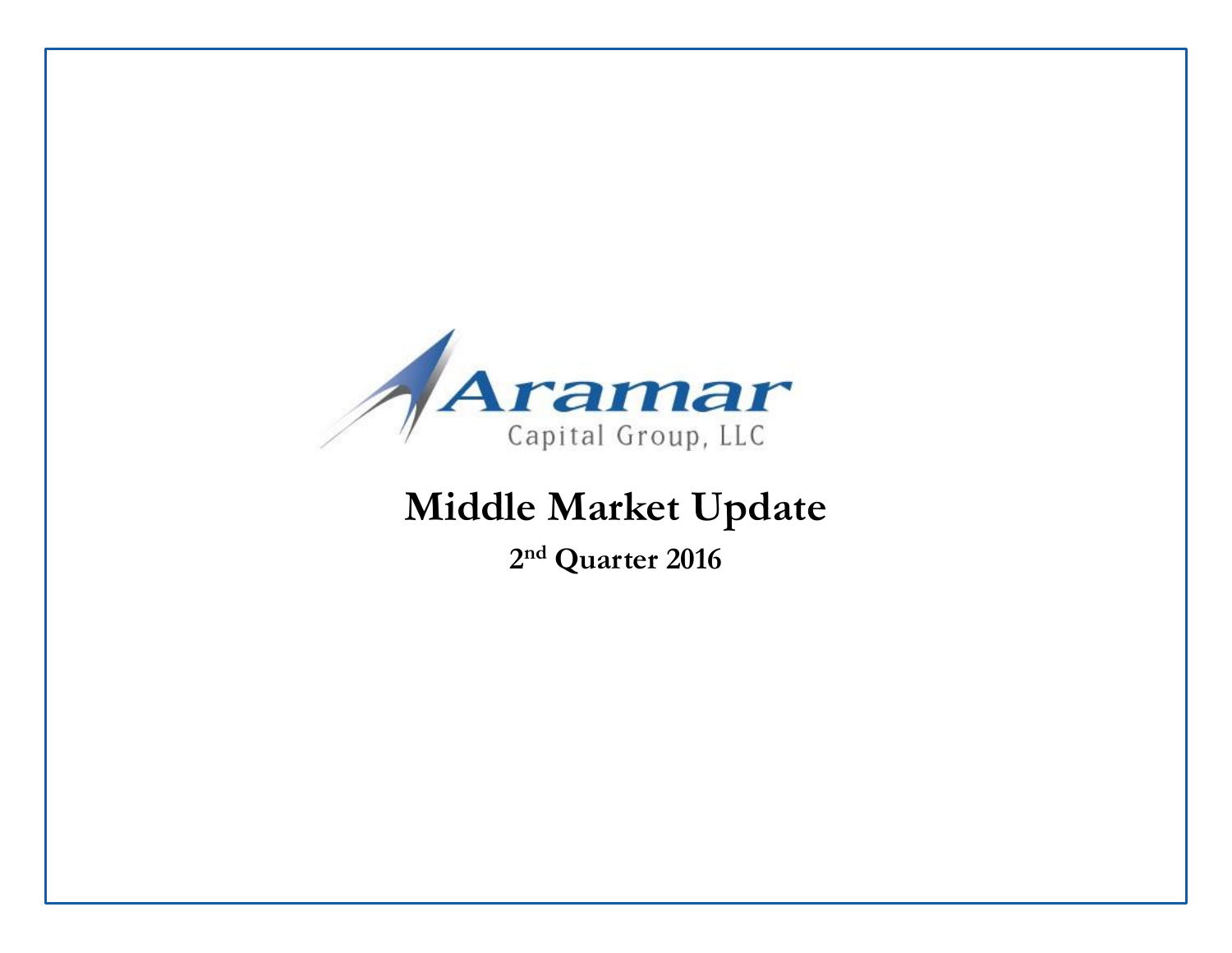Aramar

Capital Group, LLC

# Middle Market Update

## 2nd Quarter 2016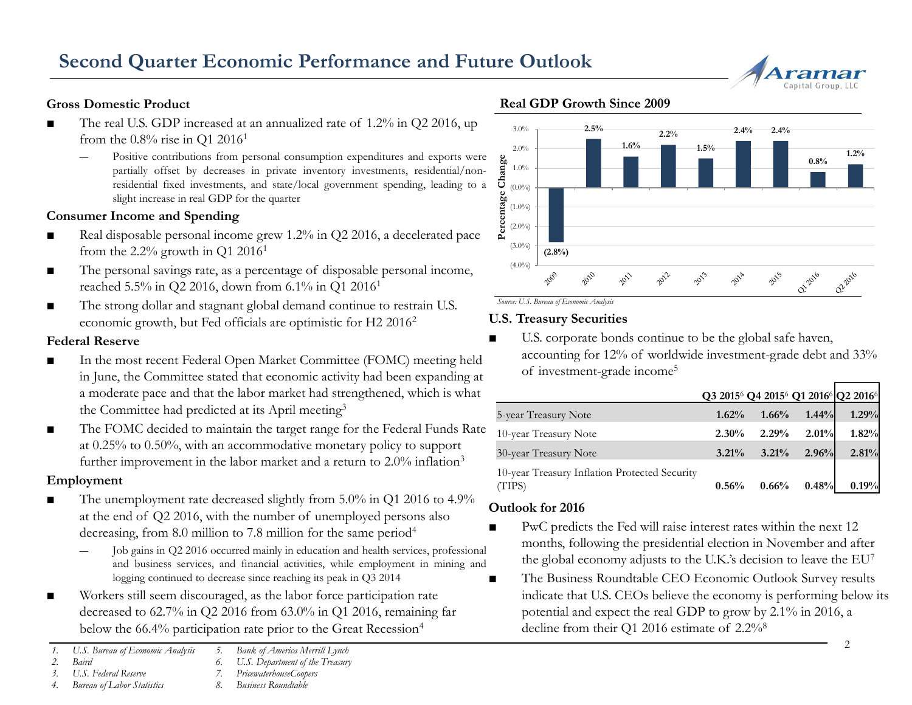# Second Quarter Economic Performance and Future Outlook

## Gross Domestic Product

- The real U.S. GDP increased at an annualized rate of 1.2% in Q2 2016, up from the 0.8% rise in Q1 2016[1]
  - Positive contributions from personal consumption expenditures and exports were partially offset by decreases in private inventory investments, residential/non-residential fixed investments, and state/local government spending, leading to a slight increase in real GDP for the quarter

## Consumer Income and Spending

- Real disposable personal income grew 1.2% in Q2 2016, a decelerated pace from the 2.2% growth in Q1 2016[1]
- The personal savings rate, as a percentage of disposable personal income, reached 5.5% in Q2 2016, down from 6.1% in Q1 2016[1]
- The strong dollar and stagnant global demand continue to restrain U.S. economic growth, but Fed officials are optimistic for H2 2016[2]

## Federal Reserve

- In the most recent Federal Open Market Committee (FOMC) meeting held in June, the Committee stated that economic activity had been expanding at a moderate pace and that the labor market had strengthened, which is what the Committee had predicted at its April meeting[3]
- The FOMC decided to maintain the target range for the Federal Funds Rate at 0.25% to 0.50%, with an accommodative monetary policy to support further improvement in the labor market and a return to 2.0% inflation[3]

## Employment

- The unemployment rate decreased slightly from 5.0% in Q1 2016 to 4.9% at the end of Q2 2016, with the number of unemployed persons also decreasing, from 8.0 million to 7.8 million for the same period[4]
  - Job gains in Q2 2016 occurred mainly in education and health services, professional and business services, and financial activities, while employment in mining and logging continued to decrease since reaching its peak in Q3 2014
- Workers still seem discouraged, as the labor force participation rate decreased to 62.7% in Q2 2016 from 63.0% in Q1 2016, remaining far below the 66.4% participation rate prior to the Great Recession[4]

## Real GDP Growth Since 2009

| Period | Percentage Change |
|---|---|
| 2009 | (2.8%) |
| 2010 | 2.5% |
| 2011 | 1.6% |
| 2012 | 2.2% |
| 2013 | 1.5% |
| 2014 | 2.4% |
| 2015 | 2.4% |
| Q1 2016 | 0.8% |
| Q2 2016 | 1.2% |

*Source: U.S. Bureau of Economic Analysis*

## U.S. Treasury Securities

- U.S. corporate bonds continue to be the global safe haven, accounting for 12% of worldwide investment-grade debt and 33% of investment-grade income[5]

| | Q3 2015[6] | Q4 2015[6] | Q1 2016[6] | Q2 2016[6] |
|---|---|---|---|---|
| 5-year Treasury Note | **1.62%** | **1.66%** | **1.44%** | **1.29%** |
| 10-year Treasury Note | **2.30%** | **2.29%** | **2.01%** | **1.82%** |
| 30-year Treasury Note | **3.21%** | **3.21%** | **2.96%** | **2.81%** |
| 10-year Treasury Inflation Protected Security (TIPS) | **0.56%** | **0.66%** | **0.48%** | **0.19%** |

## Outlook for 2016

- PwC predicts the Fed will raise interest rates within the next 12 months, following the presidential election in November and after the global economy adjusts to the U.K.'s decision to leave the EU[7]
- The Business Roundtable CEO Economic Outlook Survey results indicate that U.S. CEOs believe the economy is performing below its potential and expect the real GDP to grow by 2.1% in 2016, a decline from their Q1 2016 estimate of 2.2%[8]

---

1. *U.S. Bureau of Economic Analysis*
2. *Baird*
3. *U.S. Federal Reserve*
4. *Bureau of Labor Statistics*
5. *Bank of America Merrill Lynch*
6. *U.S. Department of the Treasury*
7. *PricewaterhouseCoopers*
8. *Business Roundtable*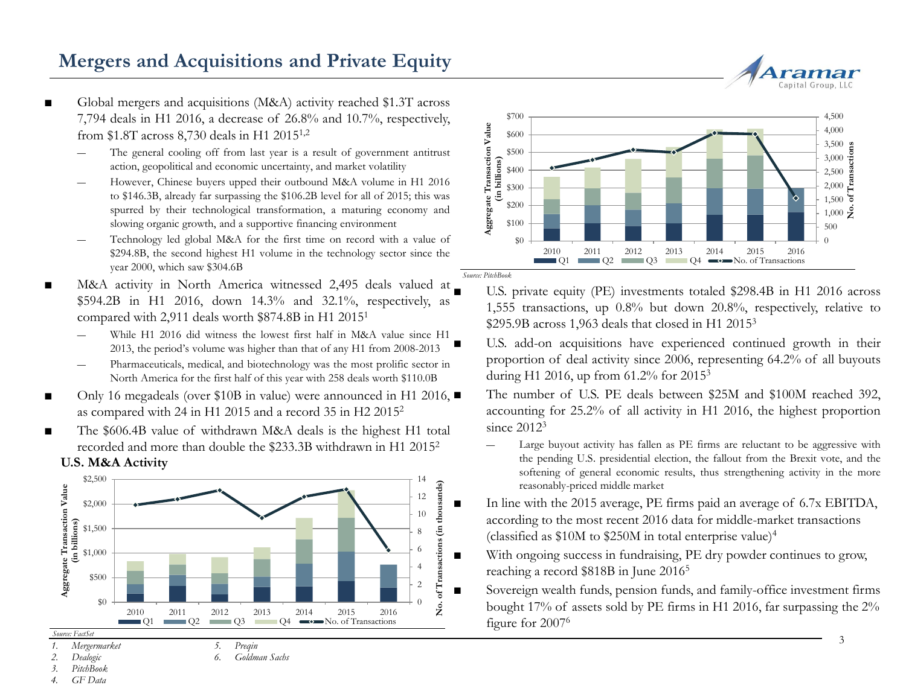# Mergers and Acquisitions and Private Equity

- Global mergers and acquisitions (M&A) activity reached $1.3T across 7,794 deals in H1 2016, a decrease of 26.8% and 10.7%, respectively, from $1.8T across 8,730 deals in H1 2015[1,2]
  - The general cooling off from last year is a result of government antitrust action, geopolitical and economic uncertainty, and market volatility
  - However, Chinese buyers upped their outbound M&A volume in H1 2016 to $146.3B, already far surpassing the $106.2B level for all of 2015; this was spurred by their technological transformation, a maturing economy and slowing organic growth, and a supportive financing environment
  - Technology led global M&A for the first time on record with a value of $294.8B, the second highest H1 volume in the technology sector since the year 2000, which saw $304.6B
- M&A activity in North America witnessed 2,495 deals valued at $594.2B in H1 2016, down 14.3% and 32.1%, respectively, as compared with 2,911 deals worth $874.8B in H1 2015[1]
  - While H1 2016 did witness the lowest first half in M&A value since H1 2013, the period's volume was higher than that of any H1 from 2008-2013
  - Pharmaceuticals, medical, and biotechnology was the most prolific sector in North America for the first half of this year with 258 deals worth $110.0B
- Only 16 megadeals (over $10B in value) were announced in H1 2016, as compared with 24 in H1 2015 and a record 35 in H2 2015[2]
- The $606.4B value of withdrawn M&A deals is the highest H1 total recorded and more than double the $233.3B withdrawn in H1 2015[2]

**U.S. M&A Activity**

Source: FactSet

Source: PitchBook

- U.S. private equity (PE) investments totaled $298.4B in H1 2016 across 1,555 transactions, up 0.8% but down 20.8%, respectively, relative to $295.9B across 1,963 deals that closed in H1 2015[3]
- U.S. add-on acquisitions have experienced continued growth in their proportion of deal activity since 2006, representing 64.2% of all buyouts during H1 2016, up from 61.2% for 2015[3]
- The number of U.S. PE deals between $25M and $100M reached 392, accounting for 25.2% of all activity in H1 2016, the highest proportion since 2012[3]
  - Large buyout activity has fallen as PE firms are reluctant to be aggressive with the pending U.S. presidential election, the fallout from the Brexit vote, and the softening of general economic results, thus strengthening activity in the more reasonably-priced middle market
- In line with the 2015 average, PE firms paid an average of 6.7x EBITDA, according to the most recent 2016 data for middle-market transactions (classified as $10M to $250M in total enterprise value)[4]
- With ongoing success in fundraising, PE dry powder continues to grow, reaching a record $818B in June 2016[5]
- Sovereign wealth funds, pension funds, and family-office investment firms bought 17% of assets sold by PE firms in H1 2016, far surpassing the 2% figure for 2007[6]

1. *Mergermarket*
2. *Dealogic*
3. *PitchBook*
4. *GF Data*
5. *Preqin*
6. *Goldman Sachs*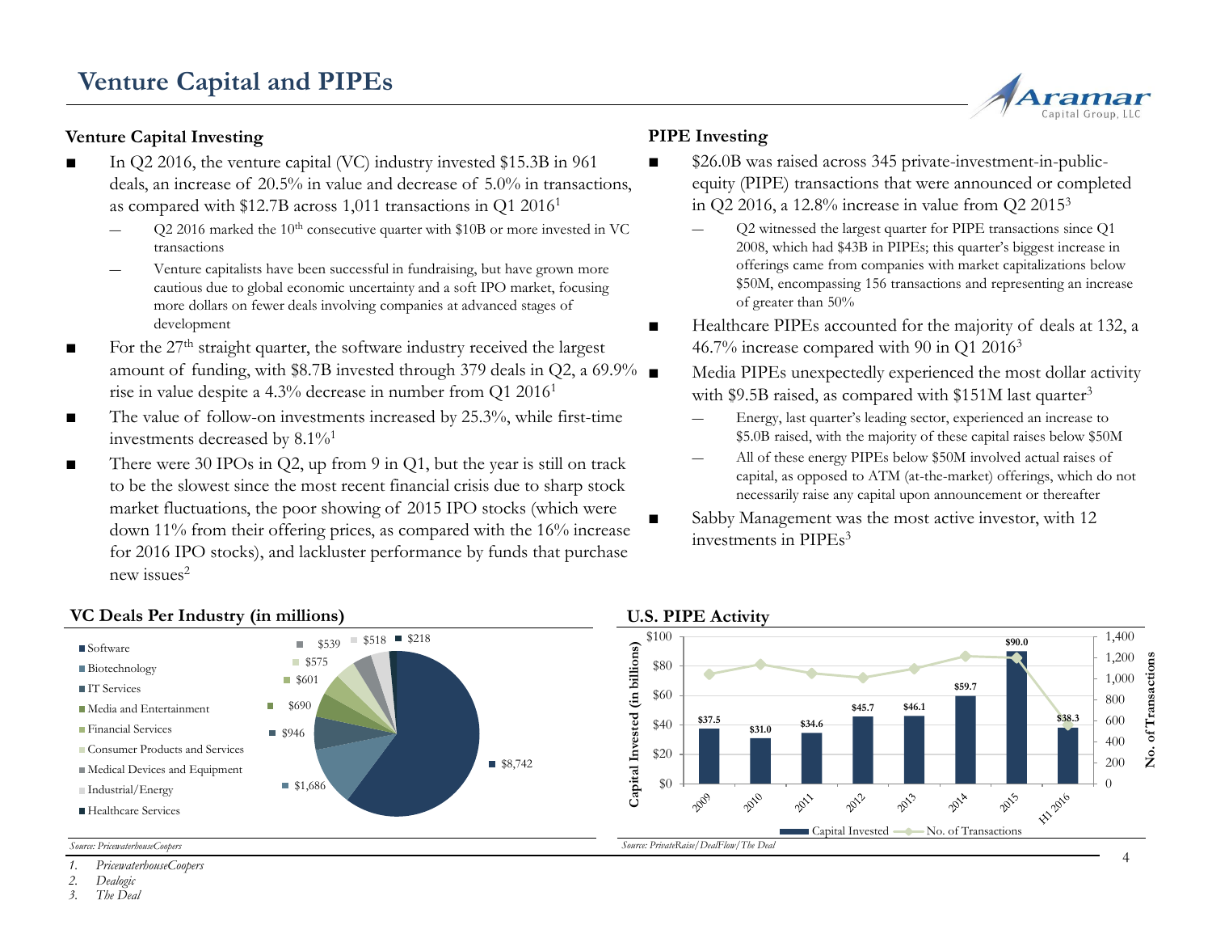# Venture Capital and PIPEs

### Venture Capital Investing

- In Q2 2016, the venture capital (VC) industry invested $15.3B in 961 deals, an increase of 20.5% in value and decrease of 5.0% in transactions, as compared with $12.7B across 1,011 transactions in Q1 2016[1]
  - Q2 2016 marked the 10th consecutive quarter with $10B or more invested in VC transactions
  - Venture capitalists have been successful in fundraising, but have grown more cautious due to global economic uncertainty and a soft IPO market, focusing more dollars on fewer deals involving companies at advanced stages of development
- For the 27th straight quarter, the software industry received the largest amount of funding, with $8.7B invested through 379 deals in Q2, a 69.9% rise in value despite a 4.3% decrease in number from Q1 2016[1]
- The value of follow-on investments increased by 25.3%, while first-time investments decreased by 8.1%[1]
- There were 30 IPOs in Q2, up from 9 in Q1, but the year is still on track to be the slowest since the most recent financial crisis due to sharp stock market fluctuations, the poor showing of 2015 IPO stocks (which were down 11% from their offering prices, as compared with the 16% increase for 2016 IPO stocks), and lackluster performance by funds that purchase new issues[2]

### PIPE Investing

- $26.0B was raised across 345 private-investment-in-public-equity (PIPE) transactions that were announced or completed in Q2 2016, a 12.8% increase in value from Q2 2015[3]
  - Q2 witnessed the largest quarter for PIPE transactions since Q1 2008, which had $43B in PIPEs; this quarter's biggest increase in offerings came from companies with market capitalizations below $50M, encompassing 156 transactions and representing an increase of greater than 50%
- Healthcare PIPEs accounted for the majority of deals at 132, a 46.7% increase compared with 90 in Q1 2016[3]
- Media PIPEs unexpectedly experienced the most dollar activity with $9.5B raised, as compared with $151M last quarter[3]
  - Energy, last quarter's leading sector, experienced an increase to $5.0B raised, with the majority of these capital raises below $50M
  - All of these energy PIPEs below $50M involved actual raises of capital, as opposed to ATM (at-the-market) offerings, which do not necessarily raise any capital upon announcement or thereafter
- Sabby Management was the most active investor, with 12 investments in PIPEs[3]

### VC Deals Per Industry (in millions)

| Industry | Amount |
|---|---|
| Software | $8,742 |
| Biotechnology | $1,686 |
| IT Services | $946 |
| Media and Entertainment | $690 |
| Financial Services | $601 |
| Consumer Products and Services | $575 |
| Medical Devices and Equipment | $539 |
| Industrial/Energy | $518 |
| Healthcare Services | $218 |

*Source: PricewaterhouseCoopers*

### U.S. PIPE Activity

| Year | Capital Invested (in billions) |
|---|---|
| 2009 | $37.5 |
| 2010 | $31.0 |
| 2011 | $34.6 |
| 2012 | $45.7 |
| 2013 | $46.1 |
| 2014 | $59.7 |
| 2015 | $90.0 |
| H1 2016 | $38.3 |

*Source: PrivateRaise/DealFlow/The Deal*

1. *PricewaterhouseCoopers*
2. *Dealogic*
3. *The Deal*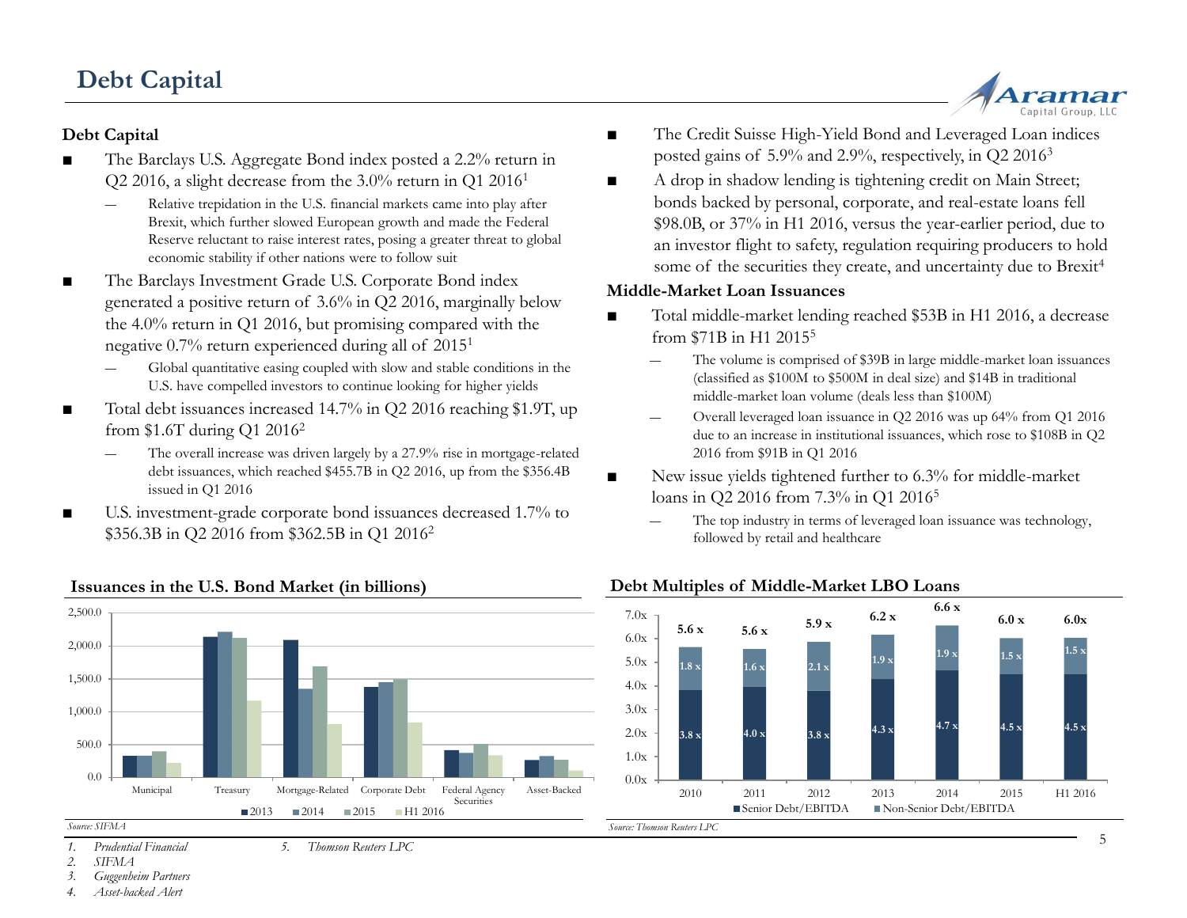# Debt Capital

## Debt Capital

- The Barclays U.S. Aggregate Bond index posted a 2.2% return in Q2 2016, a slight decrease from the 3.0% return in Q1 2016[1]
  - Relative trepidation in the U.S. financial markets came into play after Brexit, which further slowed European growth and made the Federal Reserve reluctant to raise interest rates, posing a greater threat to global economic stability if other nations were to follow suit
- The Barclays Investment Grade U.S. Corporate Bond index generated a positive return of 3.6% in Q2 2016, marginally below the 4.0% return in Q1 2016, but promising compared with the negative 0.7% return experienced during all of 2015[1]
  - Global quantitative easing coupled with slow and stable conditions in the U.S. have compelled investors to continue looking for higher yields
- Total debt issuances increased 14.7% in Q2 2016 reaching $1.9T, up from $1.6T during Q1 2016[2]
  - The overall increase was driven largely by a 27.9% rise in mortgage-related debt issuances, which reached $455.7B in Q2 2016, up from the $356.4B issued in Q1 2016
- U.S. investment-grade corporate bond issuances decreased 1.7% to $356.3B in Q2 2016 from $362.5B in Q1 2016[2]
- The Credit Suisse High-Yield Bond and Leveraged Loan indices posted gains of 5.9% and 2.9%, respectively, in Q2 2016[3]
- A drop in shadow lending is tightening credit on Main Street; bonds backed by personal, corporate, and real-estate loans fell $98.0B, or 37% in H1 2016, versus the year-earlier period, due to an investor flight to safety, regulation requiring producers to hold some of the securities they create, and uncertainty due to Brexit[4]

## Middle-Market Loan Issuances

- Total middle-market lending reached $53B in H1 2016, a decrease from $71B in H1 2015[5]
  - The volume is comprised of $39B in large middle-market loan issuances (classified as $100M to $500M in deal size) and $14B in traditional middle-market loan volume (deals less than $100M)
  - Overall leveraged loan issuance in Q2 2016 was up 64% from Q1 2016 due to an increase in institutional issuances, which rose to $108B in Q2 2016 from $91B in Q1 2016
- New issue yields tightened further to 6.3% for middle-market loans in Q2 2016 from 7.3% in Q1 2016[5]
  - The top industry in terms of leveraged loan issuance was technology, followed by retail and healthcare

### Issuances in the U.S. Bond Market (in billions)

Categories: Municipal, Treasury, Mortgage-Related, Corporate Debt, Federal Agency Securities, Asset-Backed; series: 2013, 2014, 2015, H1 2016

*Source: SIFMA*

### Debt Multiples of Middle-Market LBO Loans

| | 2010 | 2011 | 2012 | 2013 | 2014 | 2015 | H1 2016 |
|---|---|---|---|---|---|---|---|
| Senior Debt/EBITDA | 3.8 x | 4.0 x | 3.8 x | 4.3 x | 4.7 x | 4.5 x | 4.5 x |
| Non-Senior Debt/EBITDA | 1.8 x | 1.6 x | 2.1 x | 1.9 x | 1.9 x | 1.5 x | 1.5 x |
| Total | 5.6 x | 5.6 x | 5.9 x | 6.2 x | 6.6 x | 6.0 x | 6.0x |

*Source: Thomson Reuters LPC*

1. *Prudential Financial*
2. *SIFMA*
3. *Guggenheim Partners*
4. *Asset-backed Alert*
5. *Thomson Reuters LPC*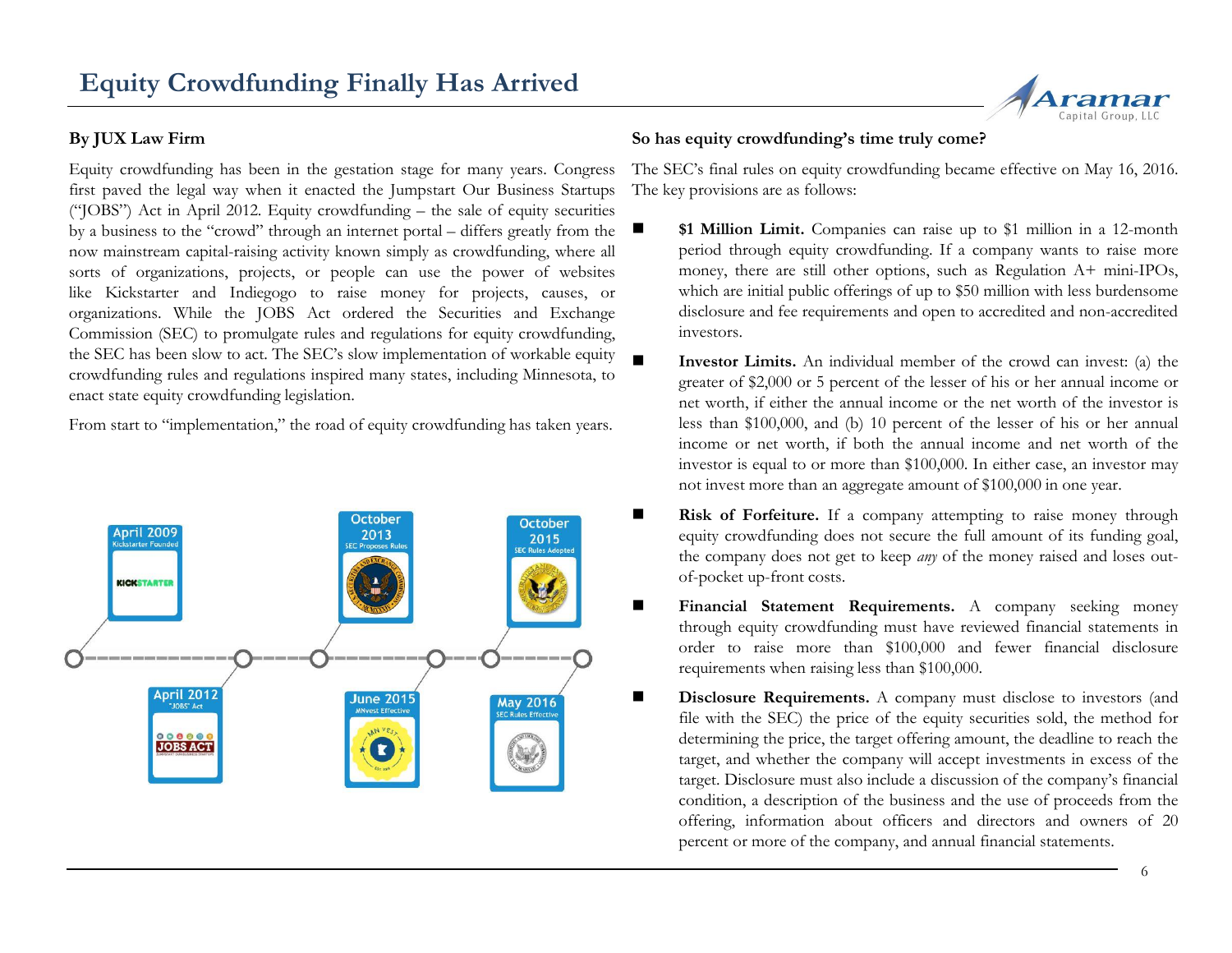# Equity Crowdfunding Finally Has Arrived

**By JUX Law Firm**

Equity crowdfunding has been in the gestation stage for many years. Congress first paved the legal way when it enacted the Jumpstart Our Business Startups ("JOBS") Act in April 2012. Equity crowdfunding – the sale of equity securities by a business to the "crowd" through an internet portal – differs greatly from the now mainstream capital-raising activity known simply as crowdfunding, where all sorts of organizations, projects, or people can use the power of websites like Kickstarter and Indiegogo to raise money for projects, causes, or organizations. While the JOBS Act ordered the Securities and Exchange Commission (SEC) to promulgate rules and regulations for equity crowdfunding, the SEC has been slow to act. The SEC's slow implementation of workable equity crowdfunding rules and regulations inspired many states, including Minnesota, to enact state equity crowdfunding legislation.

From start to "implementation," the road of equity crowdfunding has taken years.

- April 2009 – Kickstarter Founded
- April 2012 – "JOBS" Act
- October 2013 – SEC Proposes Rules
- June 2015 – MNvest Effective
- October 2015 – SEC Rules Adopted
- May 2016 – SEC Rules Effective

**So has equity crowdfunding's time truly come?**

The SEC's final rules on equity crowdfunding became effective on May 16, 2016. The key provisions are as follows:

- **$1 Million Limit.** Companies can raise up to $1 million in a 12-month period through equity crowdfunding. If a company wants to raise more money, there are still other options, such as Regulation A+ mini-IPOs, which are initial public offerings of up to $50 million with less burdensome disclosure and fee requirements and open to accredited and non-accredited investors.
- **Investor Limits.** An individual member of the crowd can invest: (a) the greater of $2,000 or 5 percent of the lesser of his or her annual income or net worth, if either the annual income or the net worth of the investor is less than $100,000, and (b) 10 percent of the lesser of his or her annual income or net worth, if both the annual income and net worth of the investor is equal to or more than $100,000. In either case, an investor may not invest more than an aggregate amount of $100,000 in one year.
- **Risk of Forfeiture.** If a company attempting to raise money through equity crowdfunding does not secure the full amount of its funding goal, the company does not get to keep *any* of the money raised and loses out-of-pocket up-front costs.
- **Financial Statement Requirements.** A company seeking money through equity crowdfunding must have reviewed financial statements in order to raise more than $100,000 and fewer financial disclosure requirements when raising less than $100,000.
- **Disclosure Requirements.** A company must disclose to investors (and file with the SEC) the price of the equity securities sold, the method for determining the price, the target offering amount, the deadline to reach the target, and whether the company will accept investments in excess of the target. Disclosure must also include a discussion of the company's financial condition, a description of the business and the use of proceeds from the offering, information about officers and directors and owners of 20 percent or more of the company, and annual financial statements.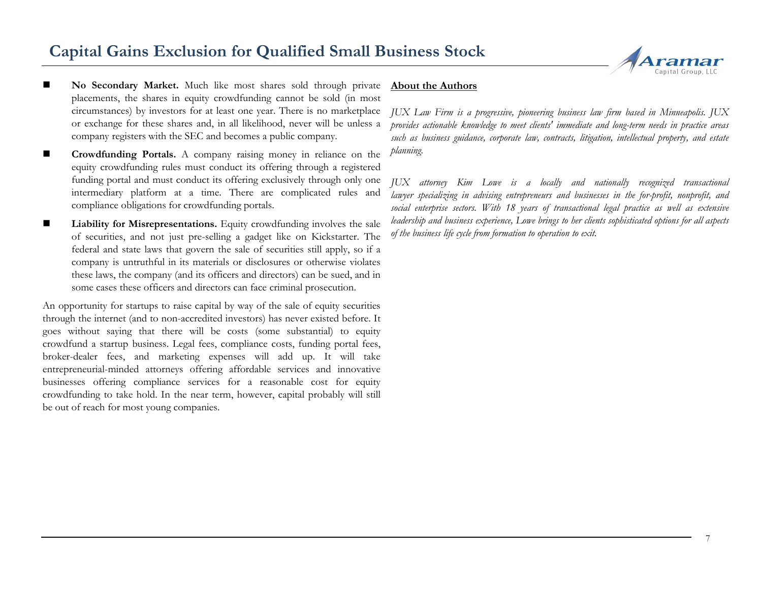- **No Secondary Market.** Much like most shares sold through private placements, the shares in equity crowdfunding cannot be sold (in most circumstances) by investors for at least one year. There is no marketplace or exchange for these shares and, in all likelihood, never will be unless a company registers with the SEC and becomes a public company.
- **Crowdfunding Portals.** A company raising money in reliance on the equity crowdfunding rules must conduct its offering through a registered funding portal and must conduct its offering exclusively through only one intermediary platform at a time. There are complicated rules and compliance obligations for crowdfunding portals.
- **Liability for Misrepresentations.** Equity crowdfunding involves the sale of securities, and not just pre-selling a gadget like on Kickstarter. The federal and state laws that govern the sale of securities still apply, so if a company is untruthful in its materials or disclosures or otherwise violates these laws, the company (and its officers and directors) can be sued, and in some cases these officers and directors can face criminal prosecution.

An opportunity for startups to raise capital by way of the sale of equity securities through the internet (and to non-accredited investors) has never existed before. It goes without saying that there will be costs (some substantial) to equity crowdfund a startup business. Legal fees, compliance costs, funding portal fees, broker-dealer fees, and marketing expenses will add up. It will take entrepreneurial-minded attorneys offering affordable services and innovative businesses offering compliance services for a reasonable cost for equity crowdfunding to take hold. In the near term, however, capital probably will still be out of reach for most young companies.

## About the Authors

*JUX Law Firm is a progressive, pioneering business law firm based in Minneapolis. JUX provides actionable knowledge to meet clients' immediate and long-term needs in practice areas such as business guidance, corporate law, contracts, litigation, intellectual property, and estate planning.*

*JUX attorney Kim Lowe is a locally and nationally recognized transactional lawyer specializing in advising entrepreneurs and businesses in the for-profit, nonprofit, and social enterprise sectors. With 18 years of transactional legal practice as well as extensive leadership and business experience, Lowe brings to her clients sophisticated options for all aspects of the business life cycle from formation to operation to exit.*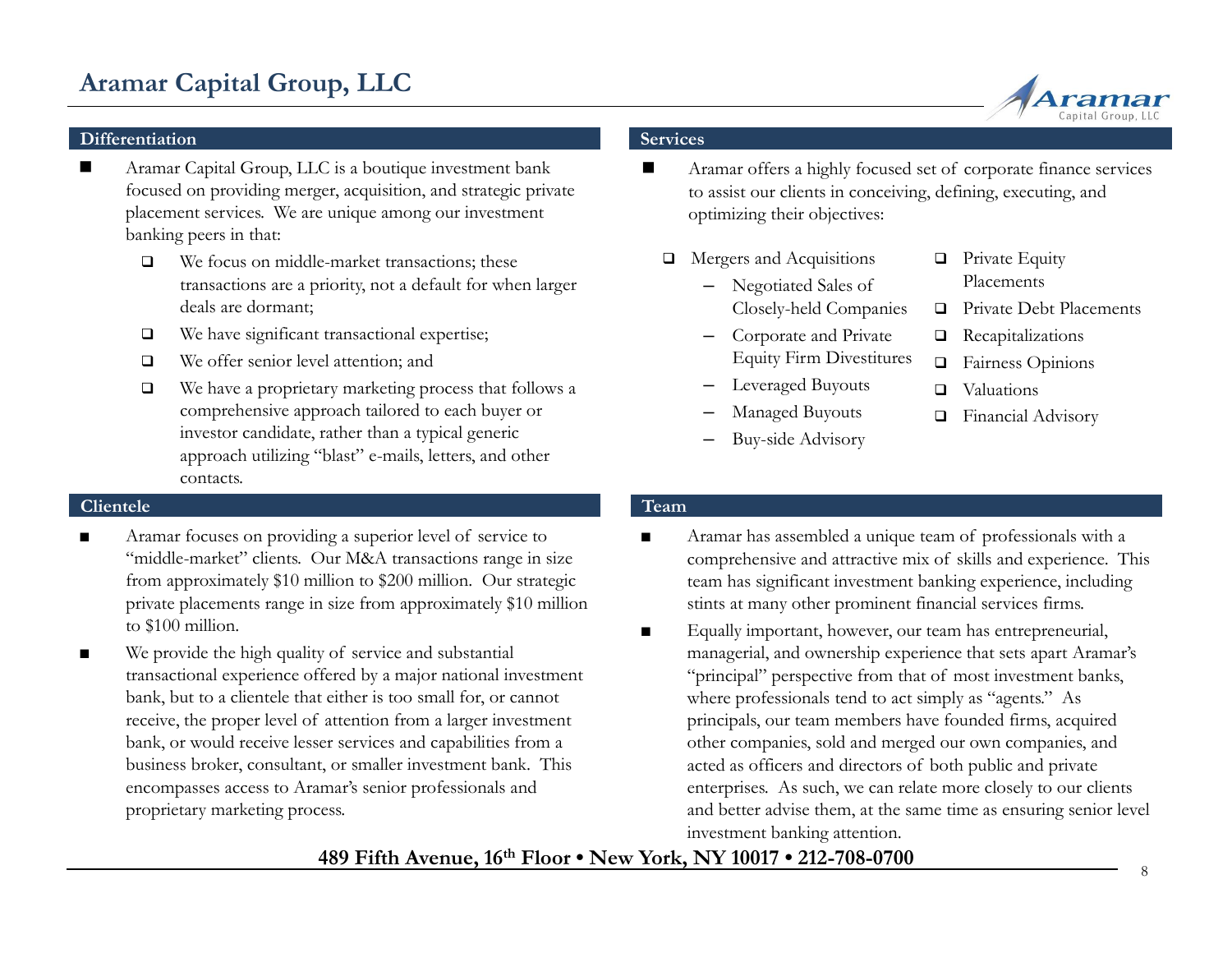# Aramar Capital Group, LLC

## Differentiation

- Aramar Capital Group, LLC is a boutique investment bank focused on providing merger, acquisition, and strategic private placement services. We are unique among our investment banking peers in that:
  - We focus on middle-market transactions; these transactions are a priority, not a default for when larger deals are dormant;
  - We have significant transactional expertise;
  - We offer senior level attention; and
  - We have a proprietary marketing process that follows a comprehensive approach tailored to each buyer or investor candidate, rather than a typical generic approach utilizing "blast" e-mails, letters, and other contacts.

## Clientele

- Aramar focuses on providing a superior level of service to "middle-market" clients. Our M&A transactions range in size from approximately $10 million to $200 million. Our strategic private placements range in size from approximately $10 million to $100 million.
- We provide the high quality of service and substantial transactional experience offered by a major national investment bank, but to a clientele that either is too small for, or cannot receive, the proper level of attention from a larger investment bank, or would receive lesser services and capabilities from a business broker, consultant, or smaller investment bank. This encompasses access to Aramar's senior professionals and proprietary marketing process.

## Services

- Aramar offers a highly focused set of corporate finance services to assist our clients in conceiving, defining, executing, and optimizing their objectives:
  - Mergers and Acquisitions
    - Negotiated Sales of Closely-held Companies
    - Corporate and Private Equity Firm Divestitures
    - Leveraged Buyouts
    - Managed Buyouts
    - Buy-side Advisory
  - Private Equity Placements
  - Private Debt Placements
  - Recapitalizations
  - Fairness Opinions
  - Valuations
  - Financial Advisory

## Team

- Aramar has assembled a unique team of professionals with a comprehensive and attractive mix of skills and experience. This team has significant investment banking experience, including stints at many other prominent financial services firms.
- Equally important, however, our team has entrepreneurial, managerial, and ownership experience that sets apart Aramar's "principal" perspective from that of most investment banks, where professionals tend to act simply as "agents." As principals, our team members have founded firms, acquired other companies, sold and merged our own companies, and acted as officers and directors of both public and private enterprises. As such, we can relate more closely to our clients and better advise them, at the same time as ensuring senior level investment banking attention.

**489 Fifth Avenue, 16th Floor • New York, NY 10017 • 212-708-0700**